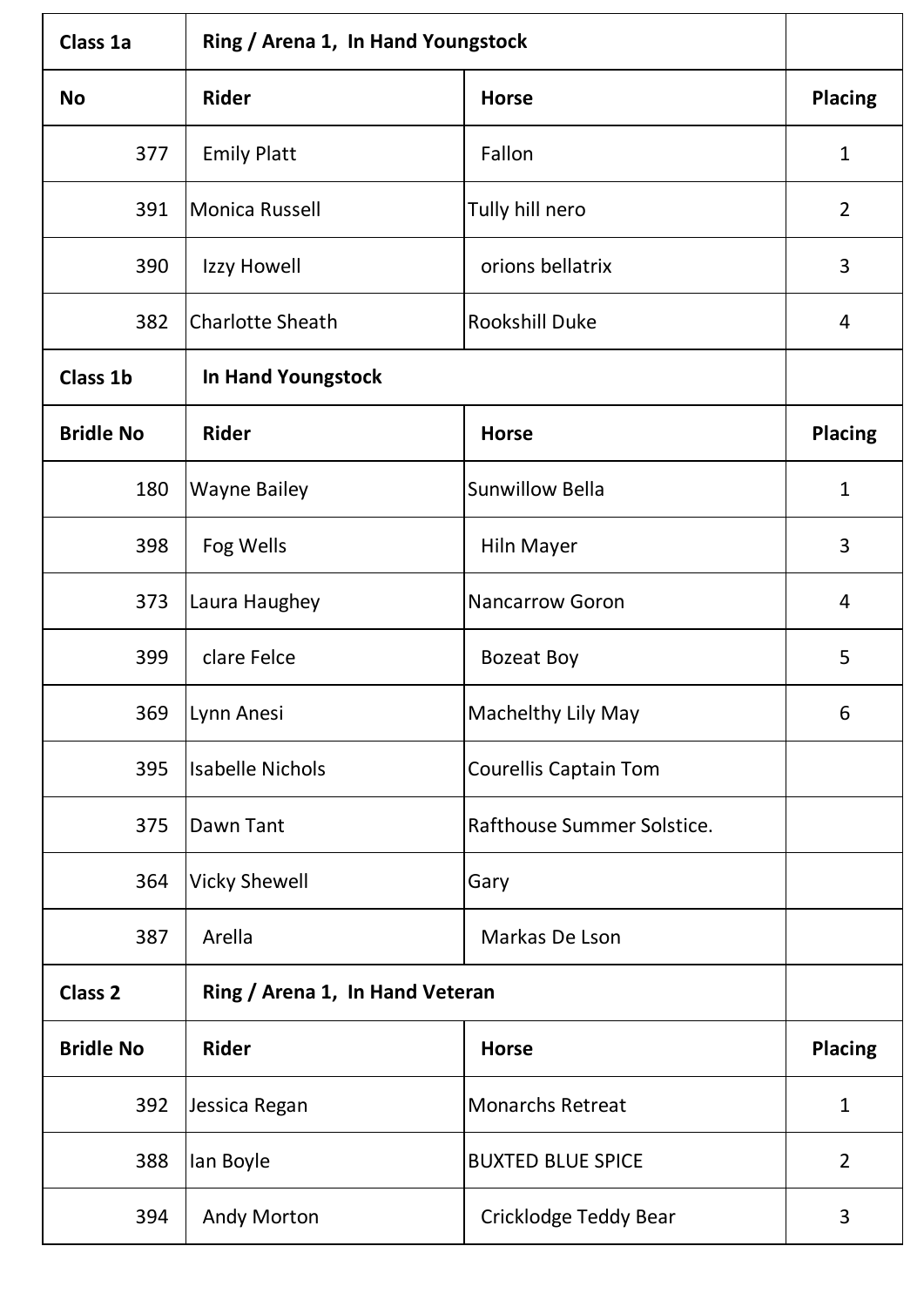| Class 1a | Ring / Arena 1, In Hand Youngstock | | |
|---|---|---|---|
| **No** | **Rider** | **Horse** | **Placing** |
| 377 | Emily Platt | Fallon | 1 |
| 391 | Monica Russell | Tully hill nero | 2 |
| 390 | Izzy Howell | orions bellatrix | 3 |
| 382 | Charlotte Sheath | Rookshill Duke | 4 |
| **Class 1b** | **In Hand Youngstock** | | |
| **Bridle No** | **Rider** | **Horse** | **Placing** |
| 180 | Wayne Bailey | Sunwillow Bella | 1 |
| 398 | Fog Wells | Hiln Mayer | 3 |
| 373 | Laura Haughey | Nancarrow Goron | 4 |
| 399 | clare Felce | Bozeat Boy | 5 |
| 369 | Lynn Anesi | Machelthy Lily May | 6 |
| 395 | Isabelle Nichols | Courellis Captain Tom | |
| 375 | Dawn Tant | Rafthouse Summer Solstice. | |
| 364 | Vicky Shewell | Gary | |
| 387 | Arella | Markas De Lson | |
| **Class 2** | **Ring / Arena 1, In Hand Veteran** | | |
| **Bridle No** | **Rider** | **Horse** | **Placing** |
| 392 | Jessica Regan | Monarchs Retreat | 1 |
| 388 | Ian Boyle | BUXTED BLUE SPICE | 2 |
| 394 | Andy Morton | Cricklodge Teddy Bear | 3 |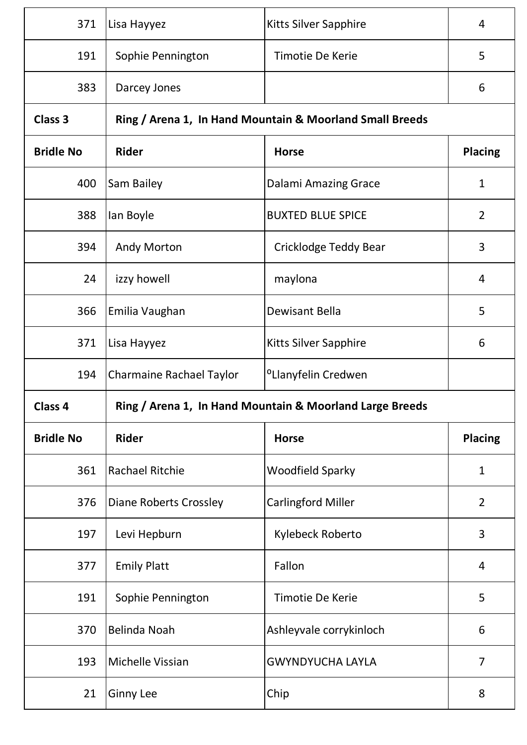| | | | |
|---|---|---|---|
| 371 | Lisa Hayyez | Kitts Silver Sapphire | 4 |
| 191 | Sophie Pennington | Timotie De Kerie | 5 |
| 383 | Darcey Jones | | 6 |

| Class 3 | Ring / Arena 1, In Hand Mountain & Moorland Small Breeds | | |
|---|---|---|---|
| **Bridle No** | **Rider** | **Horse** | **Placing** |
| 400 | Sam Bailey | Dalami Amazing Grace | 1 |
| 388 | Ian Boyle | BUXTED BLUE SPICE | 2 |
| 394 | Andy Morton | Cricklodge Teddy Bear | 3 |
| 24 | izzy howell | maylona | 4 |
| 366 | Emilia Vaughan | Dewisant Bella | 5 |
| 371 | Lisa Hayyez | Kitts Silver Sapphire | 6 |
| 194 | Charmaine Rachael Taylor | ºLlanyfelin Credwen | |

| Class 4 | Ring / Arena 1, In Hand Mountain & Moorland Large Breeds | | |
|---|---|---|---|
| **Bridle No** | **Rider** | **Horse** | **Placing** |
| 361 | Rachael Ritchie | Woodfield Sparky | 1 |
| 376 | Diane Roberts Crossley | Carlingford Miller | 2 |
| 197 | Levi Hepburn | Kylebeck Roberto | 3 |
| 377 | Emily Platt | Fallon | 4 |
| 191 | Sophie Pennington | Timotie De Kerie | 5 |
| 370 | Belinda Noah | Ashleyvale corrykinloch | 6 |
| 193 | Michelle Vissian | GWYNDYUCHA LAYLA | 7 |
| 21 | Ginny Lee | Chip | 8 |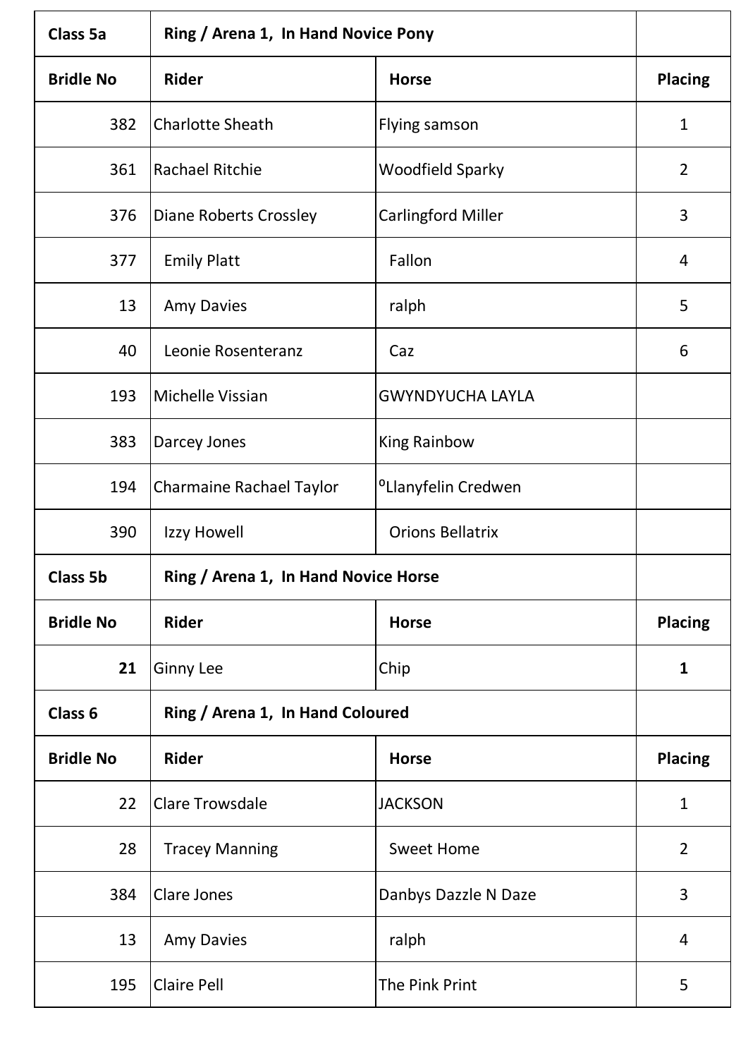| Class 5a | Ring / Arena 1, In Hand Novice Pony | | |
|---|---|---|---|
| **Bridle No** | **Rider** | **Horse** | **Placing** |
| 382 | Charlotte Sheath | Flying samson | 1 |
| 361 | Rachael Ritchie | Woodfield Sparky | 2 |
| 376 | Diane Roberts Crossley | Carlingford Miller | 3 |
| 377 | Emily Platt | Fallon | 4 |
| 13 | Amy Davies | ralph | 5 |
| 40 | Leonie Rosenteranz | Caz | 6 |
| 193 | Michelle Vissian | GWYNDYUCHA LAYLA | |
| 383 | Darcey Jones | King Rainbow | |
| 194 | Charmaine Rachael Taylor | ºLlanyfelin Credwen | |
| 390 | Izzy Howell | Orions Bellatrix | |

| Class 5b | Ring / Arena 1, In Hand Novice Horse | | |
|---|---|---|---|
| **Bridle No** | **Rider** | **Horse** | **Placing** |
| **21** | Ginny Lee | Chip | **1** |

| Class 6 | Ring / Arena 1, In Hand Coloured | | |
|---|---|---|---|
| **Bridle No** | **Rider** | **Horse** | **Placing** |
| 22 | Clare Trowsdale | JACKSON | 1 |
| 28 | Tracey Manning | Sweet Home | 2 |
| 384 | Clare Jones | Danbys Dazzle N Daze | 3 |
| 13 | Amy Davies | ralph | 4 |
| 195 | Claire Pell | The Pink Print | 5 |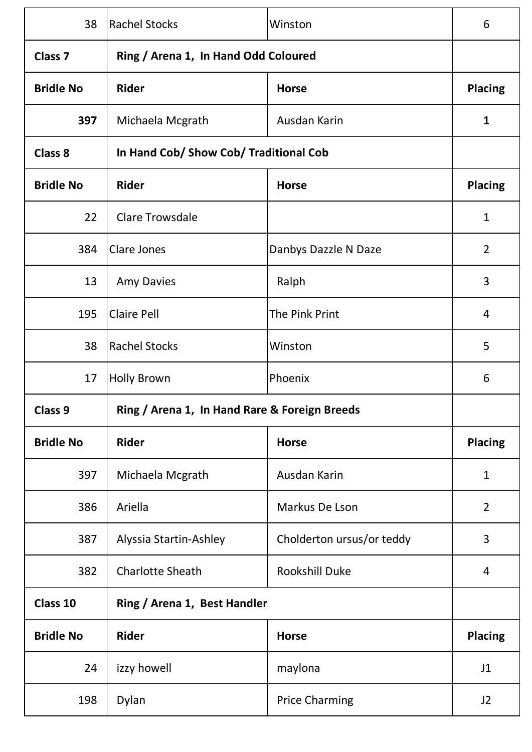| | | | |
|---|---|---|---|
| 38 | Rachel Stocks | Winston | 6 |
| **Class 7** | **Ring / Arena 1, In Hand Odd Coloured** | | |
| **Bridle No** | **Rider** | **Horse** | **Placing** |
| **397** | Michaela Mcgrath | Ausdan Karin | **1** |
| **Class 8** | **In Hand Cob/ Show Cob/ Traditional Cob** | | |
| **Bridle No** | **Rider** | **Horse** | **Placing** |
| 22 | Clare Trowsdale | | 1 |
| 384 | Clare Jones | Danbys Dazzle N Daze | 2 |
| 13 | Amy Davies | Ralph | 3 |
| 195 | Claire Pell | The Pink Print | 4 |
| 38 | Rachel Stocks | Winston | 5 |
| 17 | Holly Brown | Phoenix | 6 |
| **Class 9** | **Ring / Arena 1, In Hand Rare & Foreign Breeds** | | |
| **Bridle No** | **Rider** | **Horse** | **Placing** |
| 397 | Michaela Mcgrath | Ausdan Karin | 1 |
| 386 | Ariella | Markus De Lson | 2 |
| 387 | Alyssia Startin-Ashley | Cholderton ursus/or teddy | 3 |
| 382 | Charlotte Sheath | Rookshill Duke | 4 |
| **Class 10** | **Ring / Arena 1, Best Handler** | | |
| **Bridle No** | **Rider** | **Horse** | **Placing** |
| 24 | izzy howell | maylona | J1 |
| 198 | Dylan | Price Charming | J2 |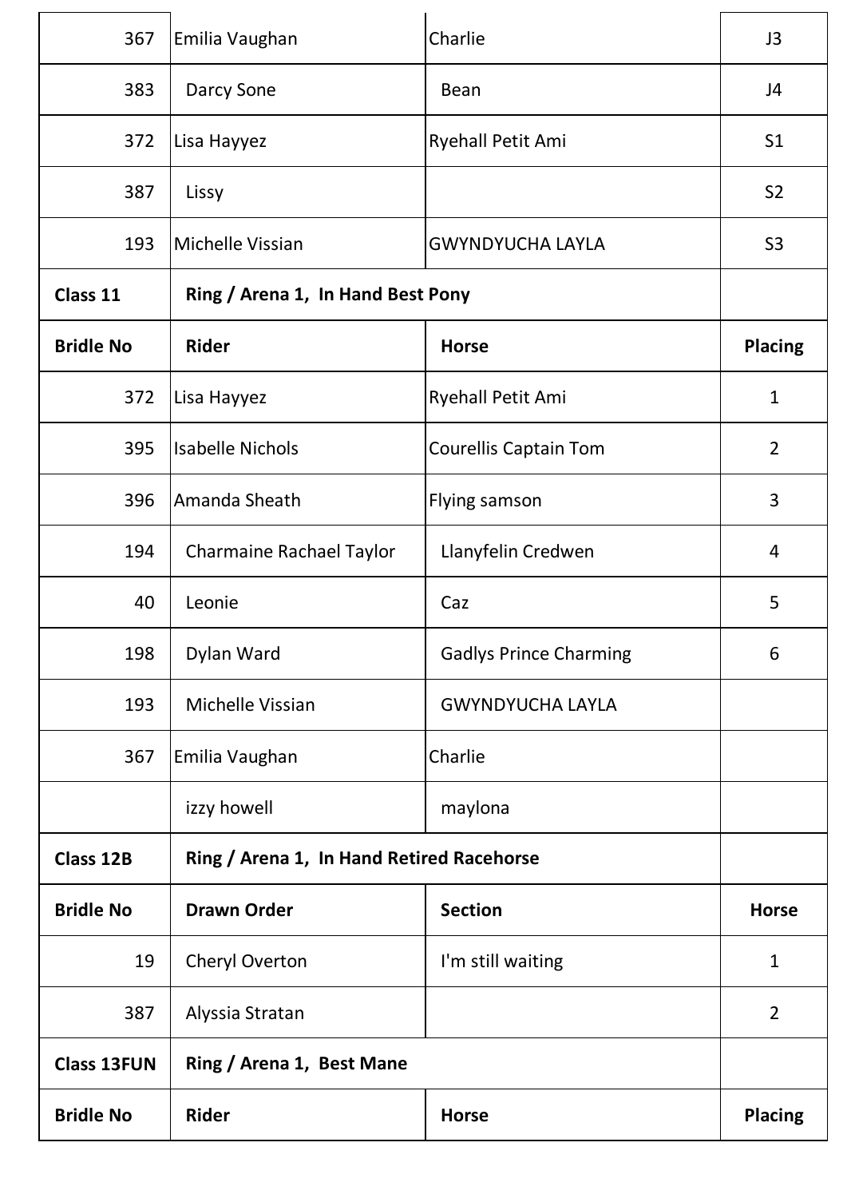| | | | |
|---|---|---|---|
| 367 | Emilia Vaughan | Charlie | J3 |
| 383 | Darcy Sone | Bean | J4 |
| 372 | Lisa Hayyez | Ryehall Petit Ami | S1 |
| 387 | Lissy | | S2 |
| 193 | Michelle Vissian | GWYNDYUCHA LAYLA | S3 |
| **Class 11** | **Ring / Arena 1, In Hand Best Pony** | | |
| **Bridle No** | **Rider** | **Horse** | **Placing** |
| 372 | Lisa Hayyez | Ryehall Petit Ami | 1 |
| 395 | Isabelle Nichols | Courellis Captain Tom | 2 |
| 396 | Amanda Sheath | Flying samson | 3 |
| 194 | Charmaine Rachael Taylor | Llanyfelin Credwen | 4 |
| 40 | Leonie | Caz | 5 |
| 198 | Dylan Ward | Gadlys Prince Charming | 6 |
| 193 | Michelle Vissian | GWYNDYUCHA LAYLA | |
| 367 | Emilia Vaughan | Charlie | |
| | izzy howell | maylona | |
| **Class 12B** | **Ring / Arena 1, In Hand Retired Racehorse** | | |
| **Bridle No** | **Drawn Order** | **Section** | **Horse** |
| 19 | Cheryl Overton | I'm still waiting | 1 |
| 387 | Alyssia Stratan | | 2 |
| **Class 13FUN** | **Ring / Arena 1, Best Mane** | | |
| **Bridle No** | **Rider** | **Horse** | **Placing** |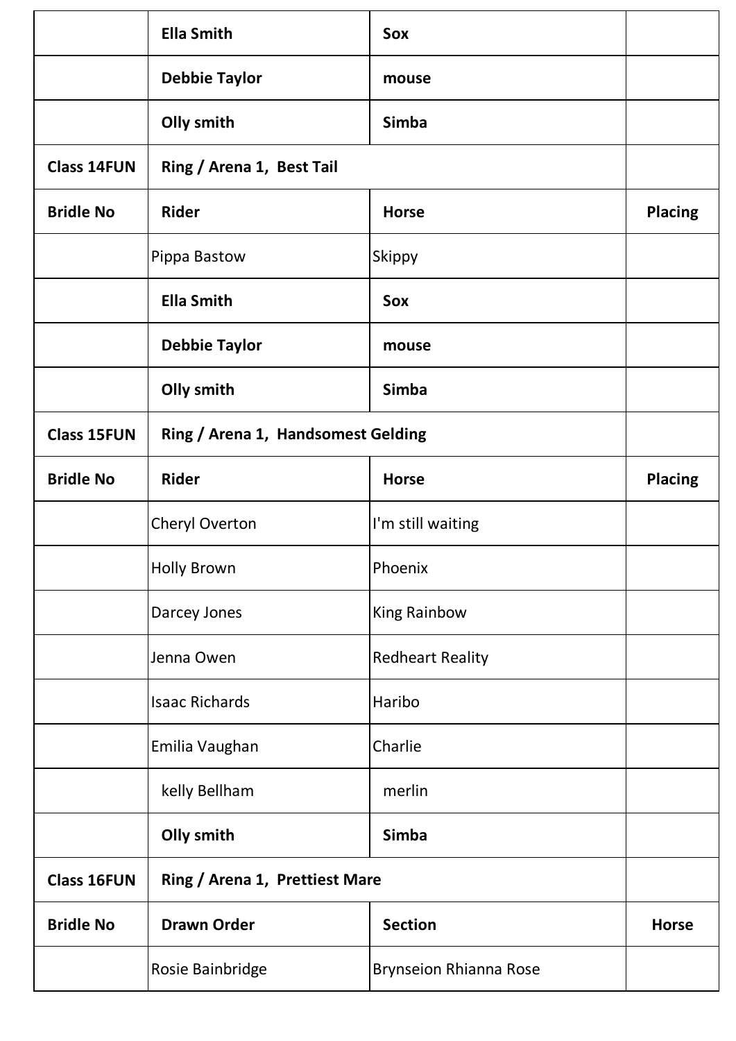| | | | |
|---|---|---|---|
| | **Ella Smith** | **Sox** | |
| | **Debbie Taylor** | **mouse** | |
| | **Olly smith** | **Simba** | |
| **Class 14FUN** | **Ring / Arena 1, Best Tail** | | |
| **Bridle No** | **Rider** | **Horse** | **Placing** |
| | Pippa Bastow | Skippy | |
| | **Ella Smith** | **Sox** | |
| | **Debbie Taylor** | **mouse** | |
| | **Olly smith** | **Simba** | |
| **Class 15FUN** | **Ring / Arena 1, Handsomest Gelding** | | |
| **Bridle No** | **Rider** | **Horse** | **Placing** |
| | Cheryl Overton | I'm still waiting | |
| | Holly Brown | Phoenix | |
| | Darcey Jones | King Rainbow | |
| | Jenna Owen | Redheart Reality | |
| | Isaac Richards | Haribo | |
| | Emilia Vaughan | Charlie | |
| | kelly Bellham | merlin | |
| | **Olly smith** | **Simba** | |
| **Class 16FUN** | **Ring / Arena 1, Prettiest Mare** | | |
| **Bridle No** | **Drawn Order** | **Section** | **Horse** |
| | Rosie Bainbridge | Brynseion Rhianna Rose | |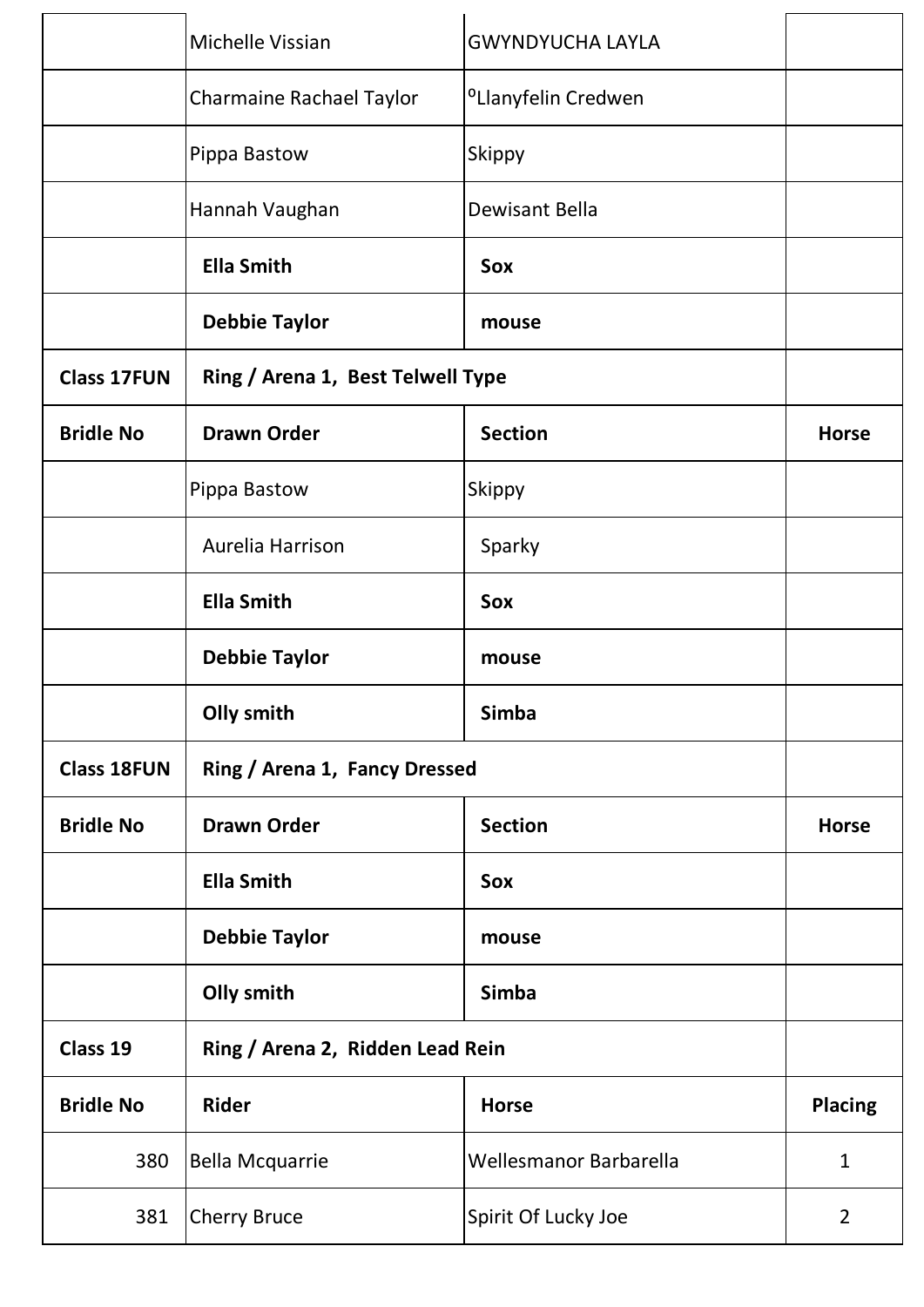| | | | |
|---|---|---|---|
| | Michelle Vissian | GWYNDYUCHA LAYLA | |
| | Charmaine Rachael Taylor | ºLlanyfelin Credwen | |
| | Pippa Bastow | Skippy | |
| | Hannah Vaughan | Dewisant Bella | |
| | **Ella Smith** | **Sox** | |
| | **Debbie Taylor** | **mouse** | |
| **Class 17FUN** | **Ring / Arena 1, Best Telwell Type** | | |
| **Bridle No** | **Drawn Order** | **Section** | **Horse** |
| | Pippa Bastow | Skippy | |
| | Aurelia Harrison | Sparky | |
| | **Ella Smith** | **Sox** | |
| | **Debbie Taylor** | **mouse** | |
| | **Olly smith** | **Simba** | |
| **Class 18FUN** | **Ring / Arena 1, Fancy Dressed** | | |
| **Bridle No** | **Drawn Order** | **Section** | **Horse** |
| | **Ella Smith** | **Sox** | |
| | **Debbie Taylor** | **mouse** | |
| | **Olly smith** | **Simba** | |
| **Class 19** | **Ring / Arena 2, Ridden Lead Rein** | | |
| **Bridle No** | **Rider** | **Horse** | **Placing** |
| 380 | Bella Mcquarrie | Wellesmanor Barbarella | 1 |
| 381 | Cherry Bruce | Spirit Of Lucky Joe | 2 |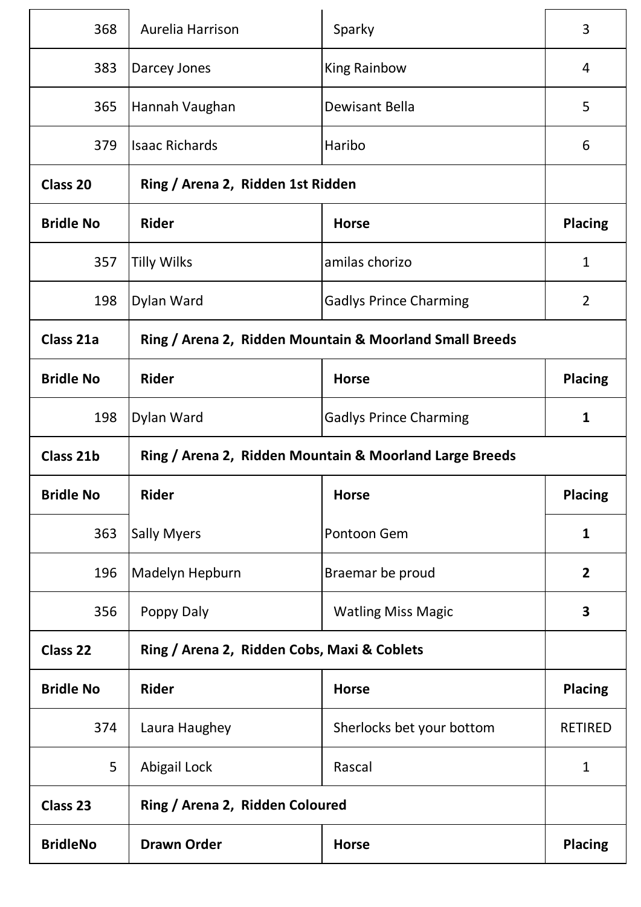| | | | |
|---|---|---|---|
| 368 | Aurelia Harrison | Sparky | 3 |
| 383 | Darcey Jones | King Rainbow | 4 |
| 365 | Hannah Vaughan | Dewisant Bella | 5 |
| 379 | Isaac Richards | Haribo | 6 |
| **Class 20** | **Ring / Arena 2, Ridden 1st Ridden** | | |
| **Bridle No** | **Rider** | **Horse** | **Placing** |
| 357 | Tilly Wilks | amilas chorizo | 1 |
| 198 | Dylan Ward | Gadlys Prince Charming | 2 |
| **Class 21a** | **Ring / Arena 2, Ridden Mountain & Moorland Small Breeds** | | |
| **Bridle No** | **Rider** | **Horse** | **Placing** |
| 198 | Dylan Ward | Gadlys Prince Charming | **1** |
| **Class 21b** | **Ring / Arena 2, Ridden Mountain & Moorland Large Breeds** | | |
| **Bridle No** | **Rider** | **Horse** | **Placing** |
| 363 | Sally Myers | Pontoon Gem | **1** |
| 196 | Madelyn Hepburn | Braemar be proud | **2** |
| 356 | Poppy Daly | Watling Miss Magic | **3** |
| **Class 22** | **Ring / Arena 2, Ridden Cobs, Maxi & Coblets** | | |
| **Bridle No** | **Rider** | **Horse** | **Placing** |
| 374 | Laura Haughey | Sherlocks bet your bottom | RETIRED |
| 5 | Abigail Lock | Rascal | 1 |
| **Class 23** | **Ring / Arena 2, Ridden Coloured** | | |
| **BridleNo** | **Drawn Order** | **Horse** | **Placing** |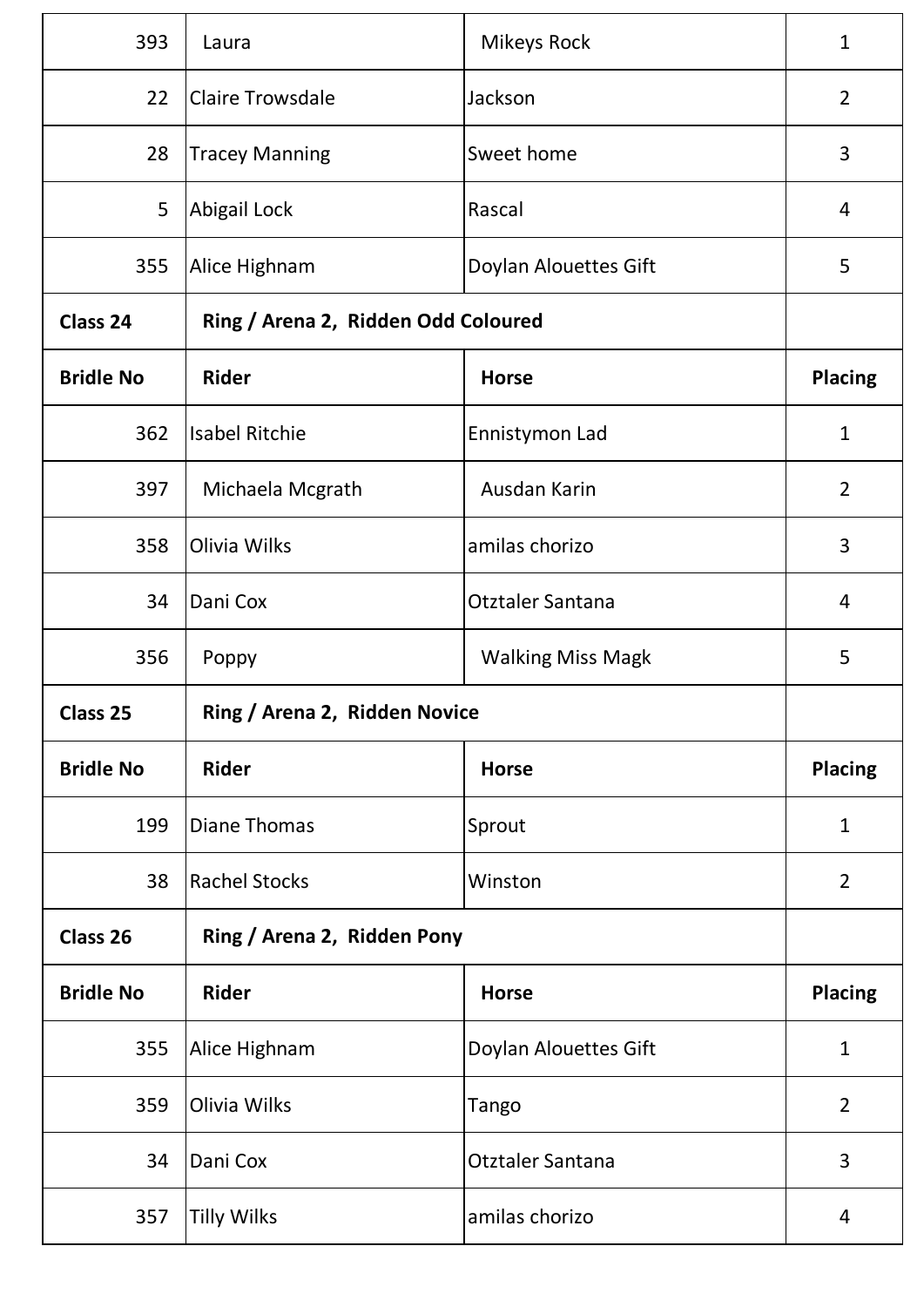| | | | |
|---|---|---|---|
| 393 | Laura | Mikeys Rock | 1 |
| 22 | Claire Trowsdale | Jackson | 2 |
| 28 | Tracey Manning | Sweet home | 3 |
| 5 | Abigail Lock | Rascal | 4 |
| 355 | Alice Highnam | Doylan Alouettes Gift | 5 |
| **Class 24** | **Ring / Arena 2, Ridden Odd Coloured** | | |
| **Bridle No** | **Rider** | **Horse** | **Placing** |
| 362 | Isabel Ritchie | Ennistymon Lad | 1 |
| 397 | Michaela Mcgrath | Ausdan Karin | 2 |
| 358 | Olivia Wilks | amilas chorizo | 3 |
| 34 | Dani Cox | Otztaler Santana | 4 |
| 356 | Poppy | Walking Miss Magk | 5 |
| **Class 25** | **Ring / Arena 2, Ridden Novice** | | |
| **Bridle No** | **Rider** | **Horse** | **Placing** |
| 199 | Diane Thomas | Sprout | 1 |
| 38 | Rachel Stocks | Winston | 2 |
| **Class 26** | **Ring / Arena 2, Ridden Pony** | | |
| **Bridle No** | **Rider** | **Horse** | **Placing** |
| 355 | Alice Highnam | Doylan Alouettes Gift | 1 |
| 359 | Olivia Wilks | Tango | 2 |
| 34 | Dani Cox | Otztaler Santana | 3 |
| 357 | Tilly Wilks | amilas chorizo | 4 |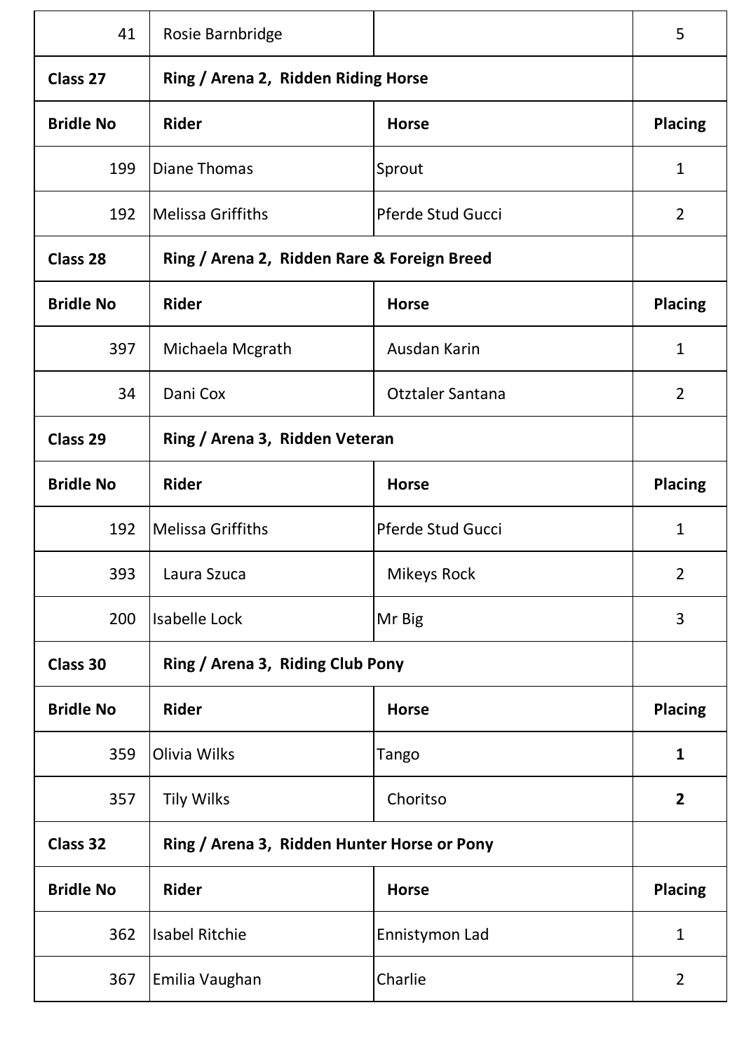| Bridle No | Rider | Horse | Placing |
|---|---|---|---|
| 41 | Rosie Barnbridge | | 5 |
| **Class 27** | **Ring / Arena 2, Ridden Riding Horse** | | |
| **Bridle No** | **Rider** | **Horse** | **Placing** |
| 199 | Diane Thomas | Sprout | 1 |
| 192 | Melissa Griffiths | Pferde Stud Gucci | 2 |
| **Class 28** | **Ring / Arena 2, Ridden Rare & Foreign Breed** | | |
| **Bridle No** | **Rider** | **Horse** | **Placing** |
| 397 | Michaela Mcgrath | Ausdan Karin | 1 |
| 34 | Dani Cox | Otztaler Santana | 2 |
| **Class 29** | **Ring / Arena 3, Ridden Veteran** | | |
| **Bridle No** | **Rider** | **Horse** | **Placing** |
| 192 | Melissa Griffiths | Pferde Stud Gucci | 1 |
| 393 | Laura Szuca | Mikeys Rock | 2 |
| 200 | Isabelle Lock | Mr Big | 3 |
| **Class 30** | **Ring / Arena 3, Riding Club Pony** | | |
| **Bridle No** | **Rider** | **Horse** | **Placing** |
| 359 | Olivia Wilks | Tango | **1** |
| 357 | Tily Wilks | Choritso | **2** |
| **Class 32** | **Ring / Arena 3, Ridden Hunter Horse or Pony** | | |
| **Bridle No** | **Rider** | **Horse** | **Placing** |
| 362 | Isabel Ritchie | Ennistymon Lad | 1 |
| 367 | Emilia Vaughan | Charlie | 2 |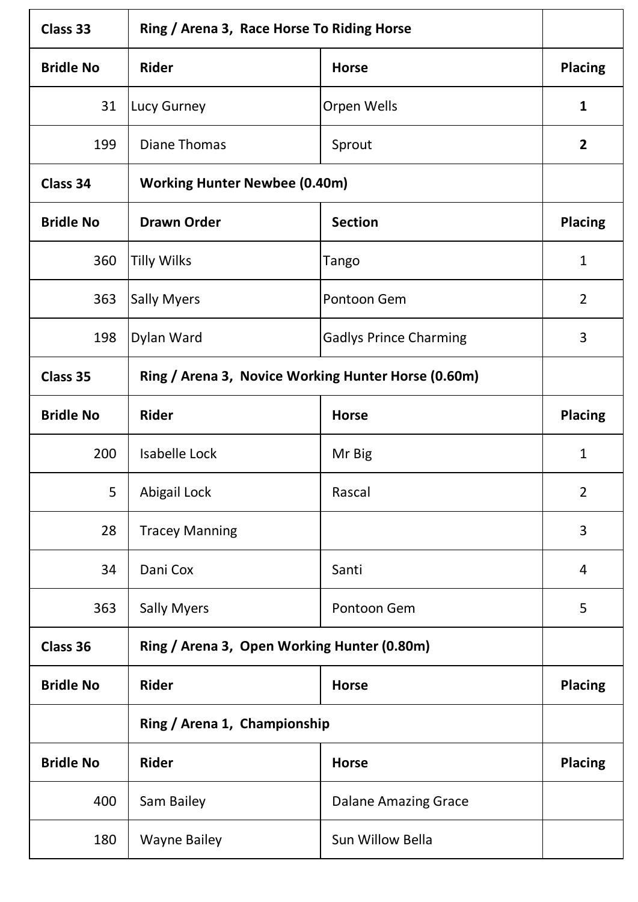| Class 33 | Ring / Arena 3, Race Horse To Riding Horse | | |
|---|---|---|---|
| **Bridle No** | **Rider** | **Horse** | **Placing** |
| 31 | Lucy Gurney | Orpen Wells | **1** |
| 199 | Diane Thomas | Sprout | **2** |
| **Class 34** | **Working Hunter Newbee (0.40m)** | | |
| **Bridle No** | **Drawn Order** | **Section** | **Placing** |
| 360 | Tilly Wilks | Tango | 1 |
| 363 | Sally Myers | Pontoon Gem | 2 |
| 198 | Dylan Ward | Gadlys Prince Charming | 3 |
| **Class 35** | **Ring / Arena 3, Novice Working Hunter Horse (0.60m)** | | |
| **Bridle No** | **Rider** | **Horse** | **Placing** |
| 200 | Isabelle Lock | Mr Big | 1 |
| 5 | Abigail Lock | Rascal | 2 |
| 28 | Tracey Manning | | 3 |
| 34 | Dani Cox | Santi | 4 |
| 363 | Sally Myers | Pontoon Gem | 5 |
| **Class 36** | **Ring / Arena 3, Open Working Hunter (0.80m)** | | |
| **Bridle No** | **Rider** | **Horse** | **Placing** |
| | **Ring / Arena 1, Championship** | | |
| **Bridle No** | **Rider** | **Horse** | **Placing** |
| 400 | Sam Bailey | Dalane Amazing Grace | |
| 180 | Wayne Bailey | Sun Willow Bella | |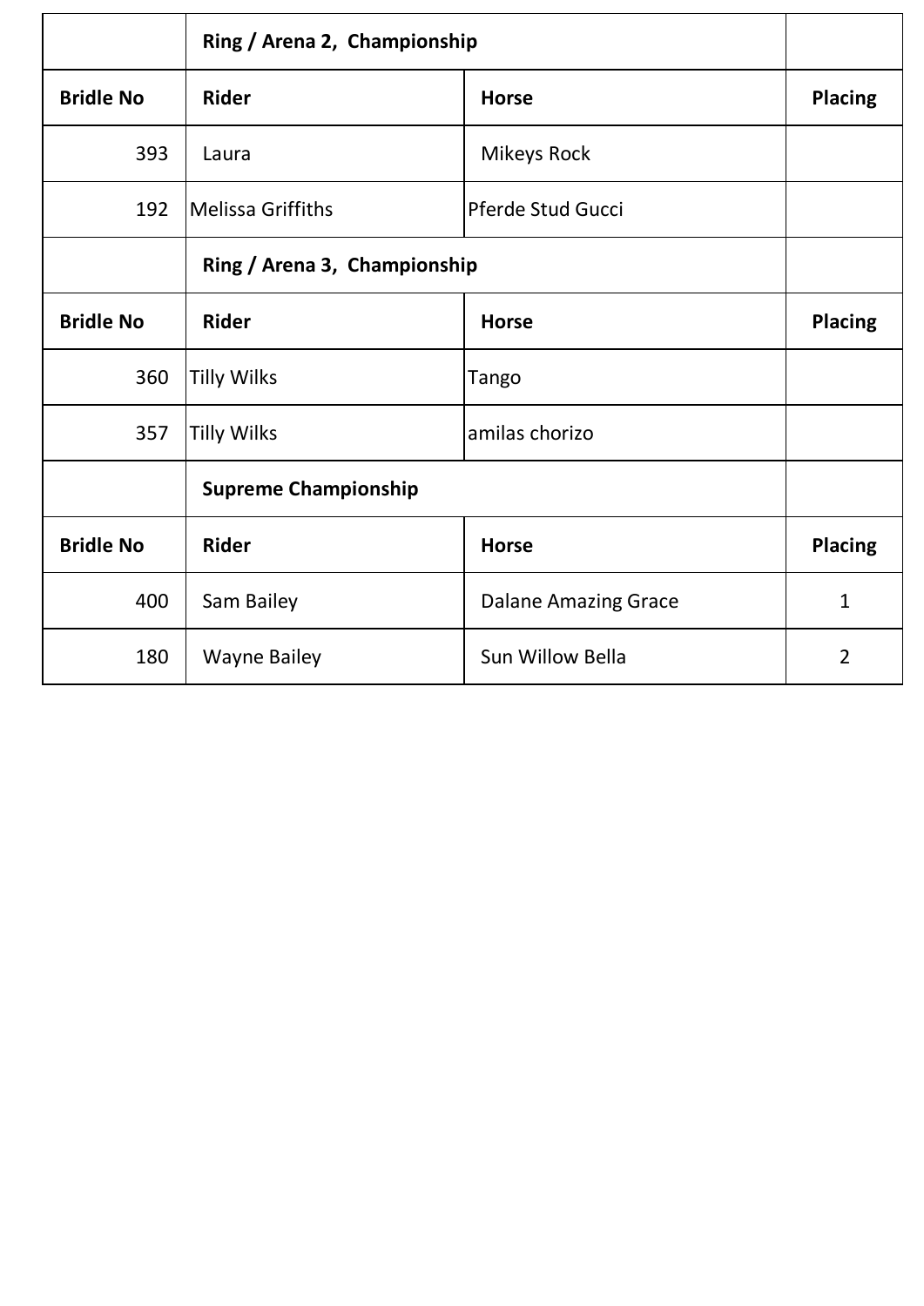| | Ring / Arena 2, Championship | | |
|---|---|---|---|
| **Bridle No** | **Rider** | **Horse** | **Placing** |
| 393 | Laura | Mikeys Rock | |
| 192 | Melissa Griffiths | Pferde Stud Gucci | |
| | **Ring / Arena 3, Championship** | | |
| **Bridle No** | **Rider** | **Horse** | **Placing** |
| 360 | Tilly Wilks | Tango | |
| 357 | Tilly Wilks | amilas chorizo | |
| | **Supreme Championship** | | |
| **Bridle No** | **Rider** | **Horse** | **Placing** |
| 400 | Sam Bailey | Dalane Amazing Grace | 1 |
| 180 | Wayne Bailey | Sun Willow Bella | 2 |